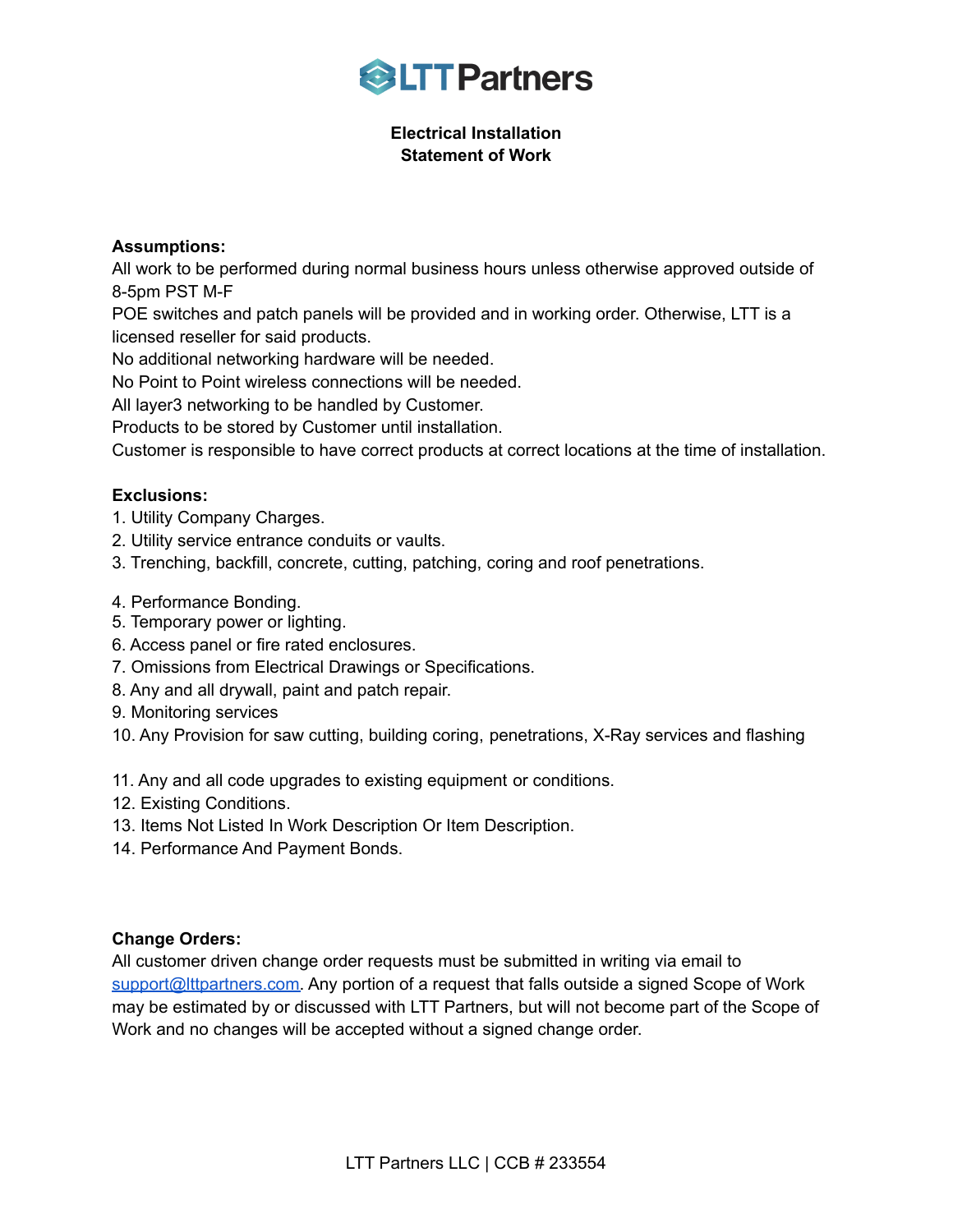LTT Partners

# Electrical Installation
## Statement of Work

**Assumptions:**

All work to be performed during normal business hours unless otherwise approved outside of 8-5pm PST M-F

POE switches and patch panels will be provided and in working order. Otherwise, LTT is a licensed reseller for said products.

No additional networking hardware will be needed.

No Point to Point wireless connections will be needed.

All layer3 networking to be handled by Customer.

Products to be stored by Customer until installation.

Customer is responsible to have correct products at correct locations at the time of installation.

**Exclusions:**

1. Utility Company Charges.
2. Utility service entrance conduits or vaults.
3. Trenching, backfill, concrete, cutting, patching, coring and roof penetrations.
4. Performance Bonding.
5. Temporary power or lighting.
6. Access panel or fire rated enclosures.
7. Omissions from Electrical Drawings or Specifications.
8. Any and all drywall, paint and patch repair.
9. Monitoring services
10. Any Provision for saw cutting, building coring, penetrations, X-Ray services and flashing
11. Any and all code upgrades to existing equipment or conditions.
12. Existing Conditions.
13. Items Not Listed In Work Description Or Item Description.
14. Performance And Payment Bonds.

**Change Orders:**

All customer driven change order requests must be submitted in writing via email to support@lttpartners.com. Any portion of a request that falls outside a signed Scope of Work may be estimated by or discussed with LTT Partners, but will not become part of the Scope of Work and no changes will be accepted without a signed change order.

LTT Partners LLC | CCB # 233554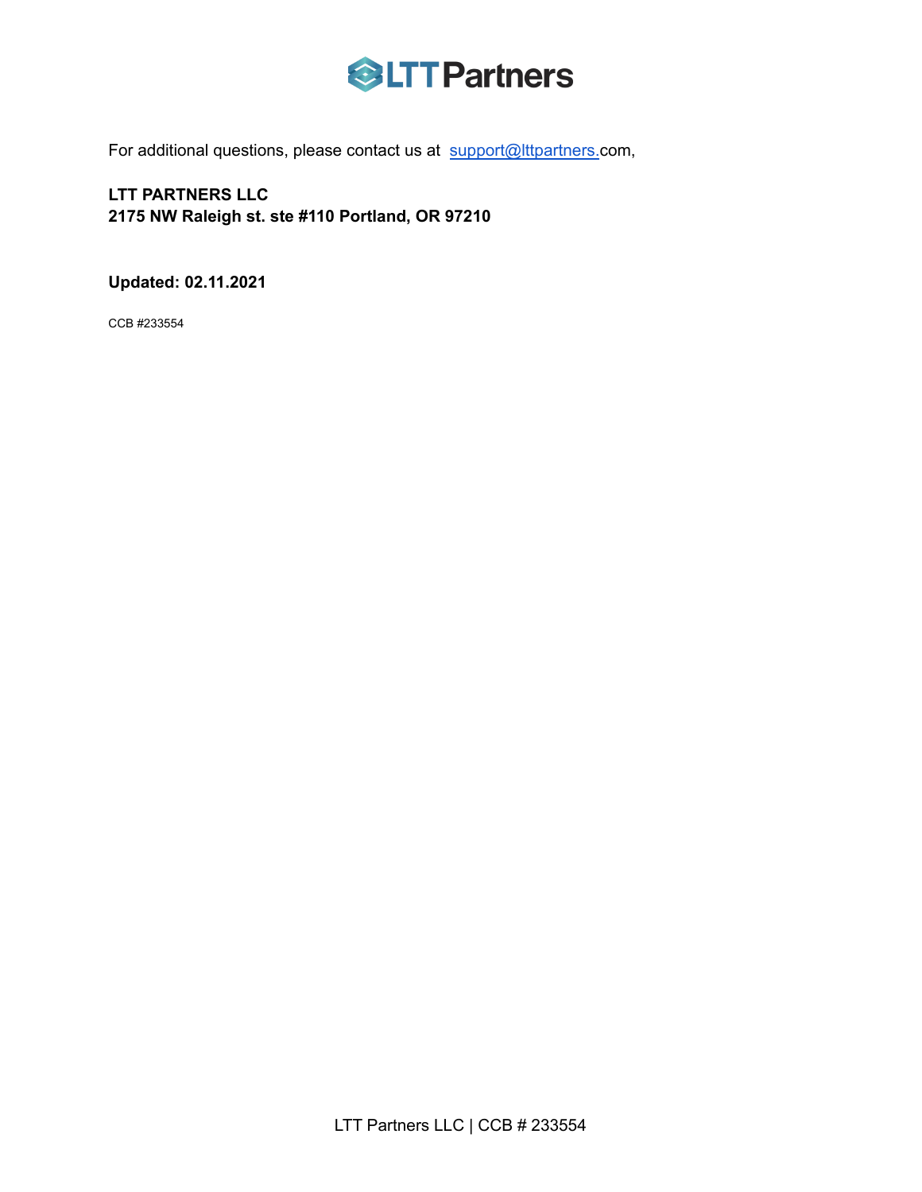For additional questions, please contact us at support@lttpartners.com,

**LTT PARTNERS LLC**
**2175 NW Raleigh st. ste #110 Portland, OR 97210**

**Updated: 02.11.2021**

CCB #233554